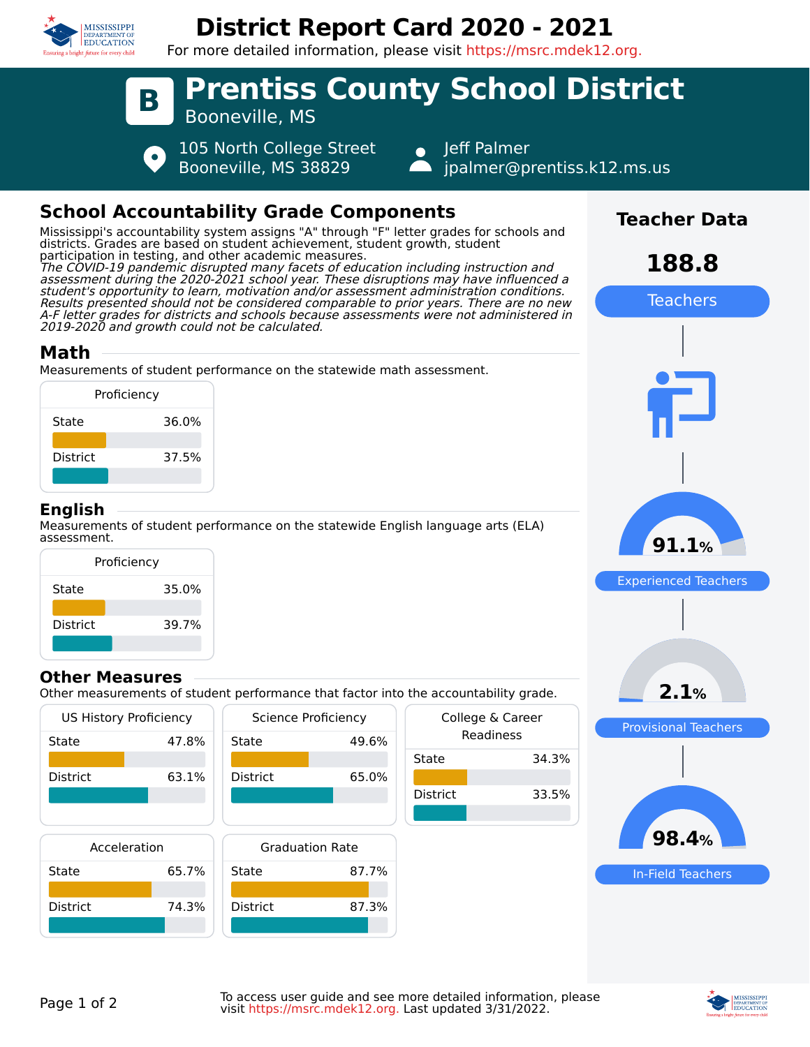# District Report Card 2020 - 2021

For more detailed information, please visit https://msrc.mdek12.org.

## B Prentiss County School District

Booneville, MS

105 North College Street
Booneville, MS 38829

Jeff Palmer
jpalmer@prentiss.k12.ms.us

## School Accountability Grade Components

Mississippi's accountability system assigns "A" through "F" letter grades for schools and districts. Grades are based on student achievement, student growth, student participation in testing, and other academic measures.
*The COVID-19 pandemic disrupted many facets of education including instruction and assessment during the 2020-2021 school year. These disruptions may have influenced a student's opportunity to learn, motivation and/or assessment administration conditions. Results presented should not be considered comparable to prior years. There are no new A-F letter grades for districts and schools because assessments were not administered in 2019-2020 and growth could not be calculated.*

### Math

Measurements of student performance on the statewide math assessment.

| Proficiency | |
|---|---|
| State | 36.0% |
| District | 37.5% |

### English

Measurements of student performance on the statewide English language arts (ELA) assessment.

| Proficiency | |
|---|---|
| State | 35.0% |
| District | 39.7% |

### Other Measures

Other measurements of student performance that factor into the accountability grade.

| Measure | State | District |
|---|---|---|
| US History Proficiency | 47.8% | 63.1% |
| Science Proficiency | 49.6% | 65.0% |
| College & Career Readiness | 34.3% | 33.5% |
| Acceleration | 65.7% | 74.3% |
| Graduation Rate | 87.7% | 87.3% |

## Teacher Data

**188.8** Teachers

**91.1%** Experienced Teachers

**2.1%** Provisional Teachers

**98.4%** In-Field Teachers

To access user guide and see more detailed information, please visit https://msrc.mdek12.org. Last updated 3/31/2022.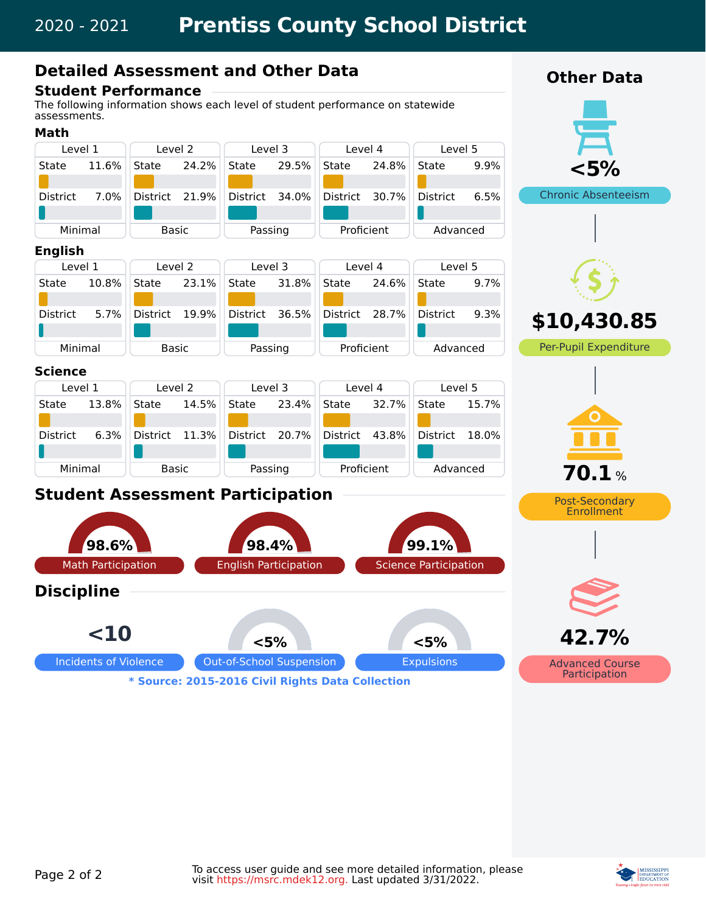2020 - 2021

# Prentiss County School District

## Detailed Assessment and Other Data

### Student Performance

The following information shows each level of student performance on statewide assessments.

#### Math

| | Level 1 Minimal | Level 2 Basic | Level 3 Passing | Level 4 Proficient | Level 5 Advanced |
|---|---|---|---|---|---|
| State | 11.6% | 24.2% | 29.5% | 24.8% | 9.9% |
| District | 7.0% | 21.9% | 34.0% | 30.7% | 6.5% |

#### English

| | Level 1 Minimal | Level 2 Basic | Level 3 Passing | Level 4 Proficient | Level 5 Advanced |
|---|---|---|---|---|---|
| State | 10.8% | 23.1% | 31.8% | 24.6% | 9.7% |
| District | 5.7% | 19.9% | 36.5% | 28.7% | 9.3% |

#### Science

| | Level 1 Minimal | Level 2 Basic | Level 3 Passing | Level 4 Proficient | Level 5 Advanced |
|---|---|---|---|---|---|
| State | 13.8% | 14.5% | 23.4% | 32.7% | 15.7% |
| District | 6.3% | 11.3% | 20.7% | 43.8% | 18.0% |

### Student Assessment Participation

98.6%
Math Participation

98.4%
English Participation

99.1%
Science Participation

### Discipline

<10
Incidents of Violence

<5%
Out-of-School Suspension

<5%
Expulsions

**\* Source: 2015-2016 Civil Rights Data Collection**

## Other Data

<5%
Chronic Absenteeism

$10,430.85
Per-Pupil Expenditure

70.1 %
Post-Secondary Enrollment

42.7%
Advanced Course Participation

To access user guide and see more detailed information, please visit https://msrc.mdek12.org. Last updated 3/31/2022.